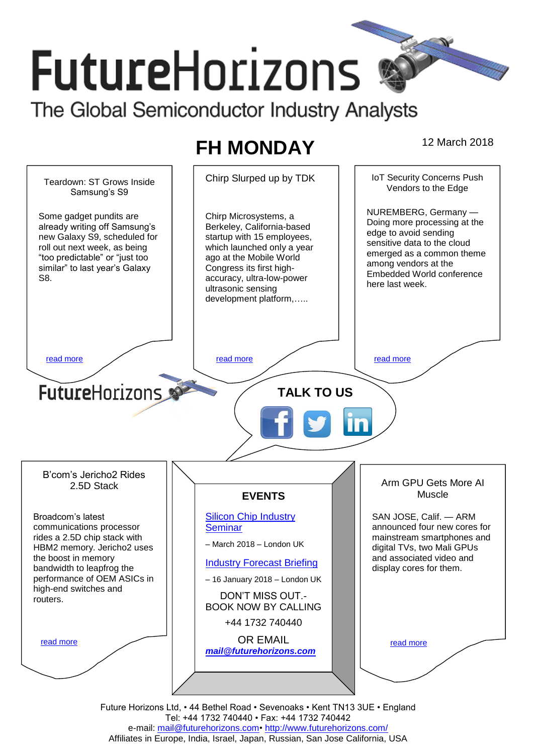# FutureHorizons

The Global Semiconductor Industry Analysts

## FH MONDAY

12 March 2018

### Teardown: ST Grows Inside Samsung's S9

Some gadget pundits are already writing off Samsung's new Galaxy S9, scheduled for roll out next week, as being "too predictable" or "just too similar" to last year's Galaxy S8.

read more

### Chirp Slurped up by TDK

Chirp Microsystems, a Berkeley, California-based startup with 15 employees, which launched only a year ago at the Mobile World Congress its first high-accuracy, ultra-low-power ultrasonic sensing development platform,…..

read more

### IoT Security Concerns Push Vendors to the Edge

NUREMBERG, Germany — Doing more processing at the edge to avoid sending sensitive data to the cloud emerged as a common theme among vendors at the Embedded World conference here last week.

read more

FutureHorizons

TALK TO US

### B'com's Jericho2 Rides 2.5D Stack

Broadcom's latest communications processor rides a 2.5D chip stack with HBM2 memory. Jericho2 uses the boost in memory bandwidth to leapfrog the performance of OEM ASICs in high-end switches and routers.

read more

### EVENTS

Silicon Chip Industry Seminar

– March 2018 – London UK

Industry Forecast Briefing

– 16 January 2018 – London UK

DON'T MISS OUT.- BOOK NOW BY CALLING

+44 1732 740440

OR EMAIL

***mail@futurehorizons.com***

### Arm GPU Gets More AI Muscle

SAN JOSE, Calif. — ARM announced four new cores for mainstream smartphones and digital TVs, two Mali GPUs and associated video and display cores for them.

read more

Future Horizons Ltd, • 44 Bethel Road • Sevenoaks • Kent TN13 3UE • England
Tel: +44 1732 740440 • Fax: +44 1732 740442
e-mail: mail@futurehorizons.com• http://www.futurehorizons.com/
Affiliates in Europe, India, Israel, Japan, Russian, San Jose California, USA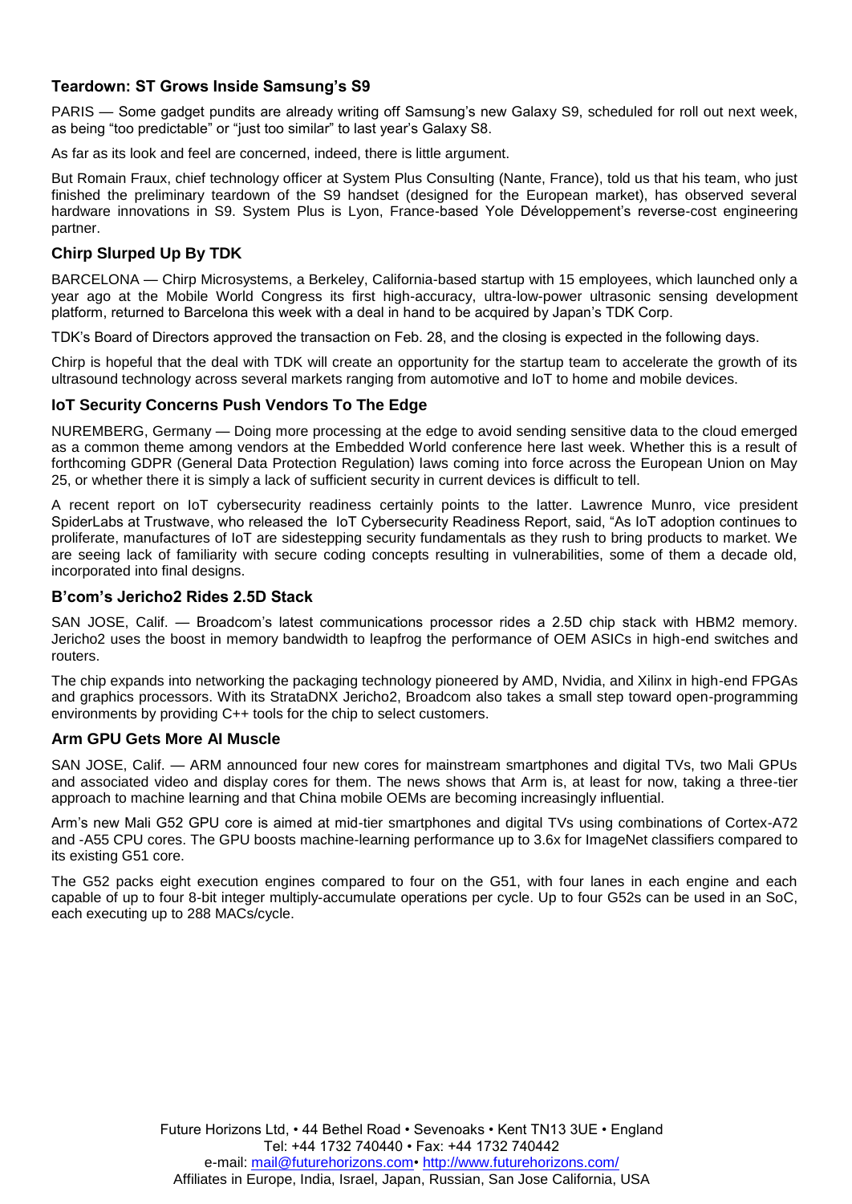### Teardown: ST Grows Inside Samsung's S9

PARIS — Some gadget pundits are already writing off Samsung's new Galaxy S9, scheduled for roll out next week, as being "too predictable" or "just too similar" to last year's Galaxy S8.

As far as its look and feel are concerned, indeed, there is little argument.

But Romain Fraux, chief technology officer at System Plus Consulting (Nante, France), told us that his team, who just finished the preliminary teardown of the S9 handset (designed for the European market), has observed several hardware innovations in S9. System Plus is Lyon, France-based Yole Développement's reverse-cost engineering partner.

### Chirp Slurped Up By TDK

BARCELONA — Chirp Microsystems, a Berkeley, California-based startup with 15 employees, which launched only a year ago at the Mobile World Congress its first high-accuracy, ultra-low-power ultrasonic sensing development platform, returned to Barcelona this week with a deal in hand to be acquired by Japan's TDK Corp.

TDK's Board of Directors approved the transaction on Feb. 28, and the closing is expected in the following days.

Chirp is hopeful that the deal with TDK will create an opportunity for the startup team to accelerate the growth of its ultrasound technology across several markets ranging from automotive and IoT to home and mobile devices.

### IoT Security Concerns Push Vendors To The Edge

NUREMBERG, Germany — Doing more processing at the edge to avoid sending sensitive data to the cloud emerged as a common theme among vendors at the Embedded World conference here last week. Whether this is a result of forthcoming GDPR (General Data Protection Regulation) laws coming into force across the European Union on May 25, or whether there it is simply a lack of sufficient security in current devices is difficult to tell.

A recent report on IoT cybersecurity readiness certainly points to the latter. Lawrence Munro, vice president SpiderLabs at Trustwave, who released the IoT Cybersecurity Readiness Report, said, "As IoT adoption continues to proliferate, manufactures of IoT are sidestepping security fundamentals as they rush to bring products to market. We are seeing lack of familiarity with secure coding concepts resulting in vulnerabilities, some of them a decade old, incorporated into final designs.

### B'com's Jericho2 Rides 2.5D Stack

SAN JOSE, Calif. — Broadcom's latest communications processor rides a 2.5D chip stack with HBM2 memory. Jericho2 uses the boost in memory bandwidth to leapfrog the performance of OEM ASICs in high-end switches and routers.

The chip expands into networking the packaging technology pioneered by AMD, Nvidia, and Xilinx in high-end FPGAs and graphics processors. With its StrataDNX Jericho2, Broadcom also takes a small step toward open-programming environments by providing C++ tools for the chip to select customers.

### Arm GPU Gets More AI Muscle

SAN JOSE, Calif. — ARM announced four new cores for mainstream smartphones and digital TVs, two Mali GPUs and associated video and display cores for them. The news shows that Arm is, at least for now, taking a three-tier approach to machine learning and that China mobile OEMs are becoming increasingly influential.

Arm's new Mali G52 GPU core is aimed at mid-tier smartphones and digital TVs using combinations of Cortex-A72 and -A55 CPU cores. The GPU boosts machine-learning performance up to 3.6x for ImageNet classifiers compared to its existing G51 core.

The G52 packs eight execution engines compared to four on the G51, with four lanes in each engine and each capable of up to four 8-bit integer multiply-accumulate operations per cycle. Up to four G52s can be used in an SoC, each executing up to 288 MACs/cycle.

Future Horizons Ltd, • 44 Bethel Road • Sevenoaks • Kent TN13 3UE • England
Tel: +44 1732 740440 • Fax: +44 1732 740442
e-mail: mail@futurehorizons.com• http://www.futurehorizons.com/
Affiliates in Europe, India, Israel, Japan, Russian, San Jose California, USA